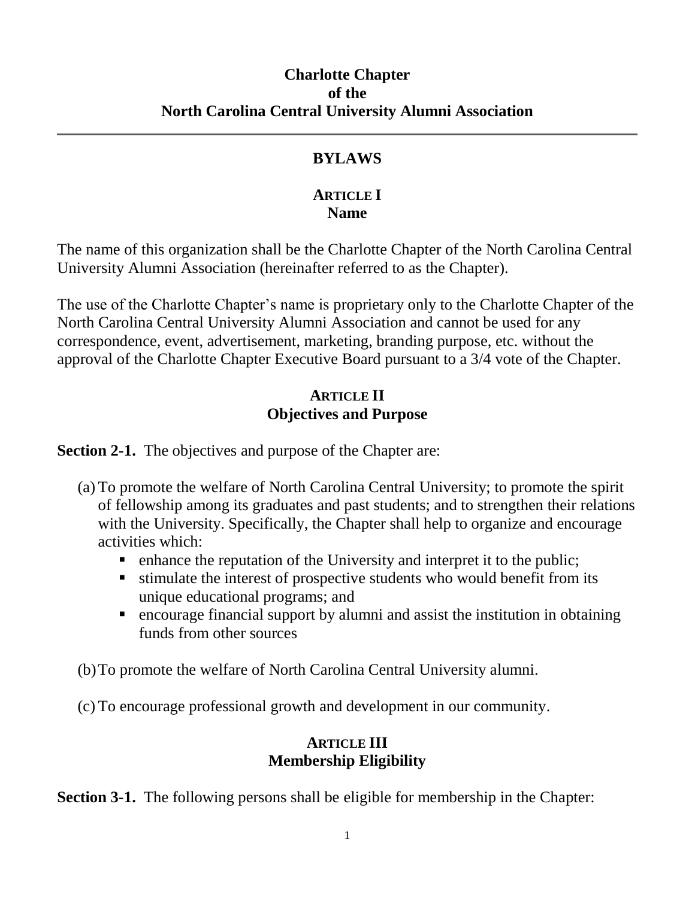# Charlotte Chapter of the North Carolina Central University Alumni Association

---

## BYLAWS

### ARTICLE I
### Name

The name of this organization shall be the Charlotte Chapter of the North Carolina Central University Alumni Association (hereinafter referred to as the Chapter).

The use of the Charlotte Chapter's name is proprietary only to the Charlotte Chapter of the North Carolina Central University Alumni Association and cannot be used for any correspondence, event, advertisement, marketing, branding purpose, etc. without the approval of the Charlotte Chapter Executive Board pursuant to a 3/4 vote of the Chapter.

### ARTICLE II
### Objectives and Purpose

**Section 2-1.** The objectives and purpose of the Chapter are:

(a) To promote the welfare of North Carolina Central University; to promote the spirit of fellowship among its graduates and past students; and to strengthen their relations with the University. Specifically, the Chapter shall help to organize and encourage activities which:

- enhance the reputation of the University and interpret it to the public;
- stimulate the interest of prospective students who would benefit from its unique educational programs; and
- encourage financial support by alumni and assist the institution in obtaining funds from other sources

(b) To promote the welfare of North Carolina Central University alumni.

(c) To encourage professional growth and development in our community.

### ARTICLE III
### Membership Eligibility

**Section 3-1.** The following persons shall be eligible for membership in the Chapter: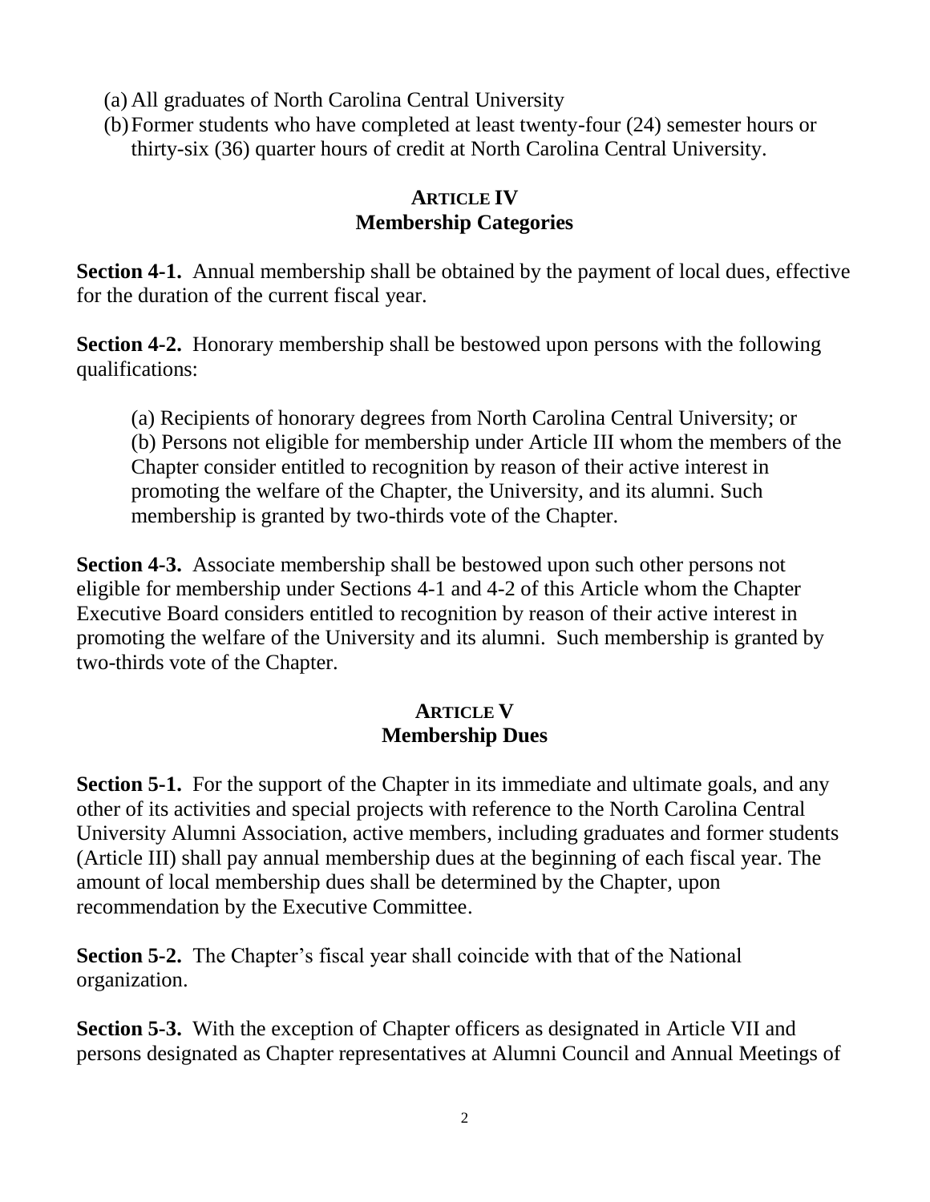(a) All graduates of North Carolina Central University
(b) Former students who have completed at least twenty-four (24) semester hours or thirty-six (36) quarter hours of credit at North Carolina Central University.

## ARTICLE IV
## Membership Categories

**Section 4-1.** Annual membership shall be obtained by the payment of local dues, effective for the duration of the current fiscal year.

**Section 4-2.** Honorary membership shall be bestowed upon persons with the following qualifications:

(a) Recipients of honorary degrees from North Carolina Central University; or
(b) Persons not eligible for membership under Article III whom the members of the Chapter consider entitled to recognition by reason of their active interest in promoting the welfare of the Chapter, the University, and its alumni. Such membership is granted by two-thirds vote of the Chapter.

**Section 4-3.** Associate membership shall be bestowed upon such other persons not eligible for membership under Sections 4-1 and 4-2 of this Article whom the Chapter Executive Board considers entitled to recognition by reason of their active interest in promoting the welfare of the University and its alumni. Such membership is granted by two-thirds vote of the Chapter.

## ARTICLE V
## Membership Dues

**Section 5-1.** For the support of the Chapter in its immediate and ultimate goals, and any other of its activities and special projects with reference to the North Carolina Central University Alumni Association, active members, including graduates and former students (Article III) shall pay annual membership dues at the beginning of each fiscal year. The amount of local membership dues shall be determined by the Chapter, upon recommendation by the Executive Committee.

**Section 5-2.** The Chapter's fiscal year shall coincide with that of the National organization.

**Section 5-3.** With the exception of Chapter officers as designated in Article VII and persons designated as Chapter representatives at Alumni Council and Annual Meetings of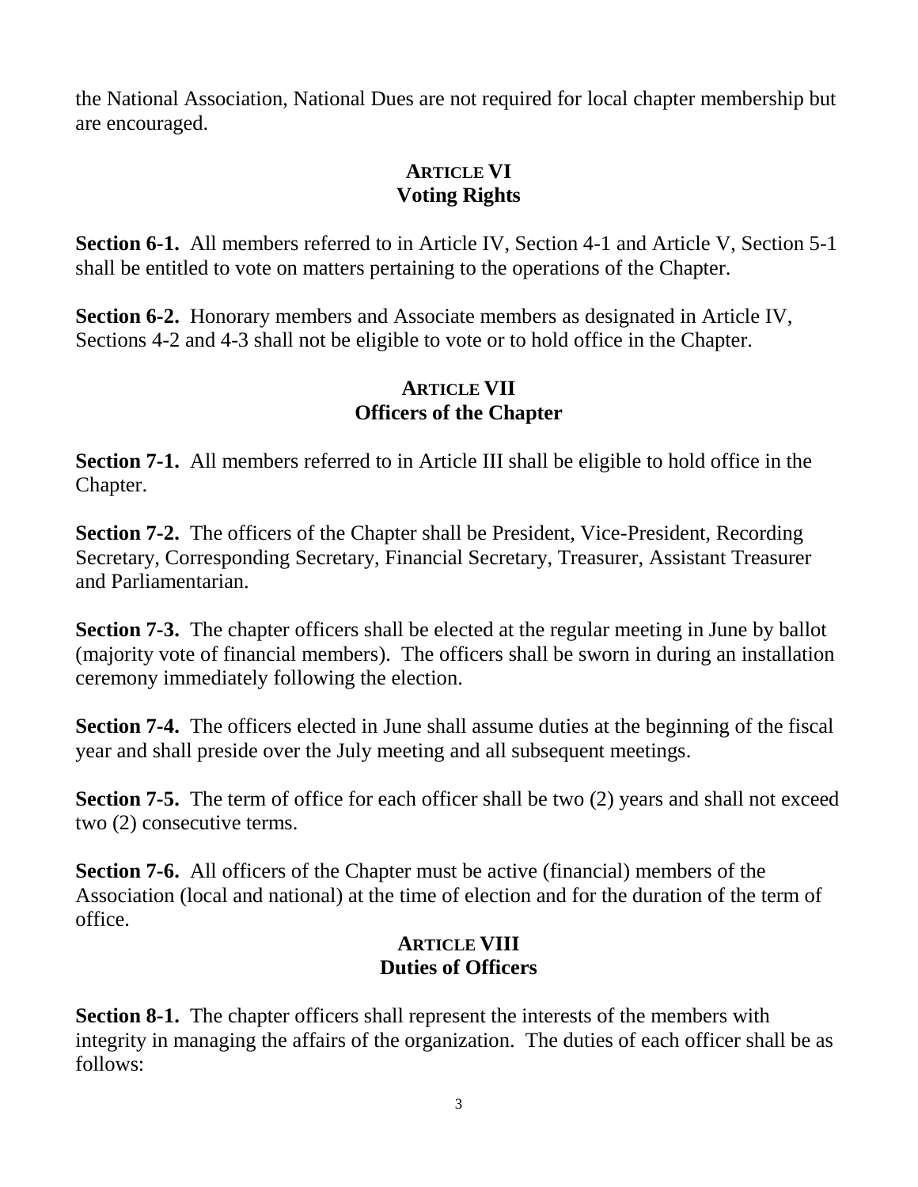the National Association, National Dues are not required for local chapter membership but are encouraged.

## ARTICLE VI
## Voting Rights

**Section 6-1.** All members referred to in Article IV, Section 4-1 and Article V, Section 5-1 shall be entitled to vote on matters pertaining to the operations of the Chapter.

**Section 6-2.** Honorary members and Associate members as designated in Article IV, Sections 4-2 and 4-3 shall not be eligible to vote or to hold office in the Chapter.

## ARTICLE VII
## Officers of the Chapter

**Section 7-1.** All members referred to in Article III shall be eligible to hold office in the Chapter.

**Section 7-2.** The officers of the Chapter shall be President, Vice-President, Recording Secretary, Corresponding Secretary, Financial Secretary, Treasurer, Assistant Treasurer and Parliamentarian.

**Section 7-3.** The chapter officers shall be elected at the regular meeting in June by ballot (majority vote of financial members). The officers shall be sworn in during an installation ceremony immediately following the election.

**Section 7-4.** The officers elected in June shall assume duties at the beginning of the fiscal year and shall preside over the July meeting and all subsequent meetings.

**Section 7-5.** The term of office for each officer shall be two (2) years and shall not exceed two (2) consecutive terms.

**Section 7-6.** All officers of the Chapter must be active (financial) members of the Association (local and national) at the time of election and for the duration of the term of office.

## ARTICLE VIII
## Duties of Officers

**Section 8-1.** The chapter officers shall represent the interests of the members with integrity in managing the affairs of the organization. The duties of each officer shall be as follows: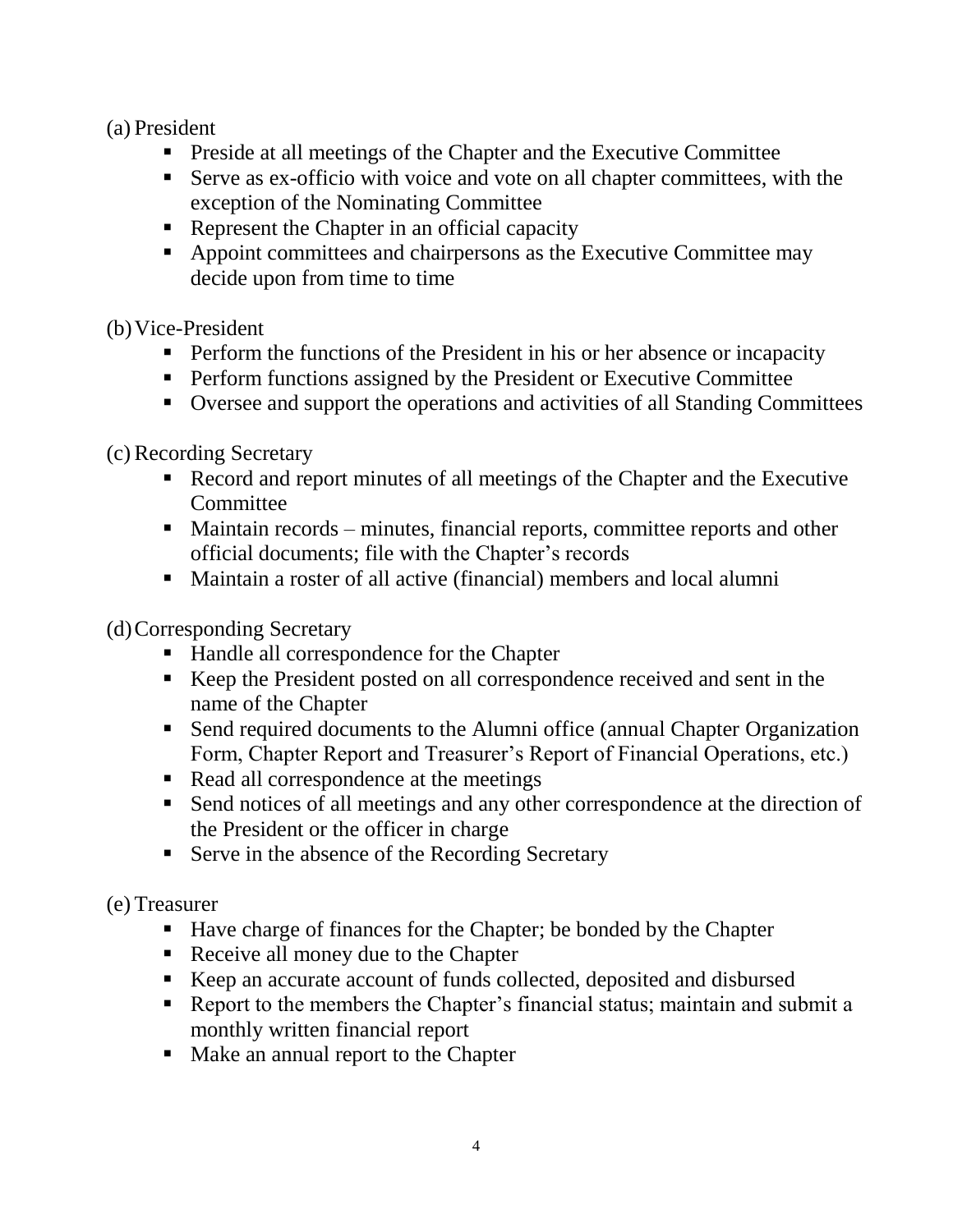(a) President

- Preside at all meetings of the Chapter and the Executive Committee
- Serve as ex-officio with voice and vote on all chapter committees, with the exception of the Nominating Committee
- Represent the Chapter in an official capacity
- Appoint committees and chairpersons as the Executive Committee may decide upon from time to time

(b) Vice-President

- Perform the functions of the President in his or her absence or incapacity
- Perform functions assigned by the President or Executive Committee
- Oversee and support the operations and activities of all Standing Committees

(c) Recording Secretary

- Record and report minutes of all meetings of the Chapter and the Executive Committee
- Maintain records – minutes, financial reports, committee reports and other official documents; file with the Chapter's records
- Maintain a roster of all active (financial) members and local alumni

(d) Corresponding Secretary

- Handle all correspondence for the Chapter
- Keep the President posted on all correspondence received and sent in the name of the Chapter
- Send required documents to the Alumni office (annual Chapter Organization Form, Chapter Report and Treasurer's Report of Financial Operations, etc.)
- Read all correspondence at the meetings
- Send notices of all meetings and any other correspondence at the direction of the President or the officer in charge
- Serve in the absence of the Recording Secretary

(e) Treasurer

- Have charge of finances for the Chapter; be bonded by the Chapter
- Receive all money due to the Chapter
- Keep an accurate account of funds collected, deposited and disbursed
- Report to the members the Chapter's financial status; maintain and submit a monthly written financial report
- Make an annual report to the Chapter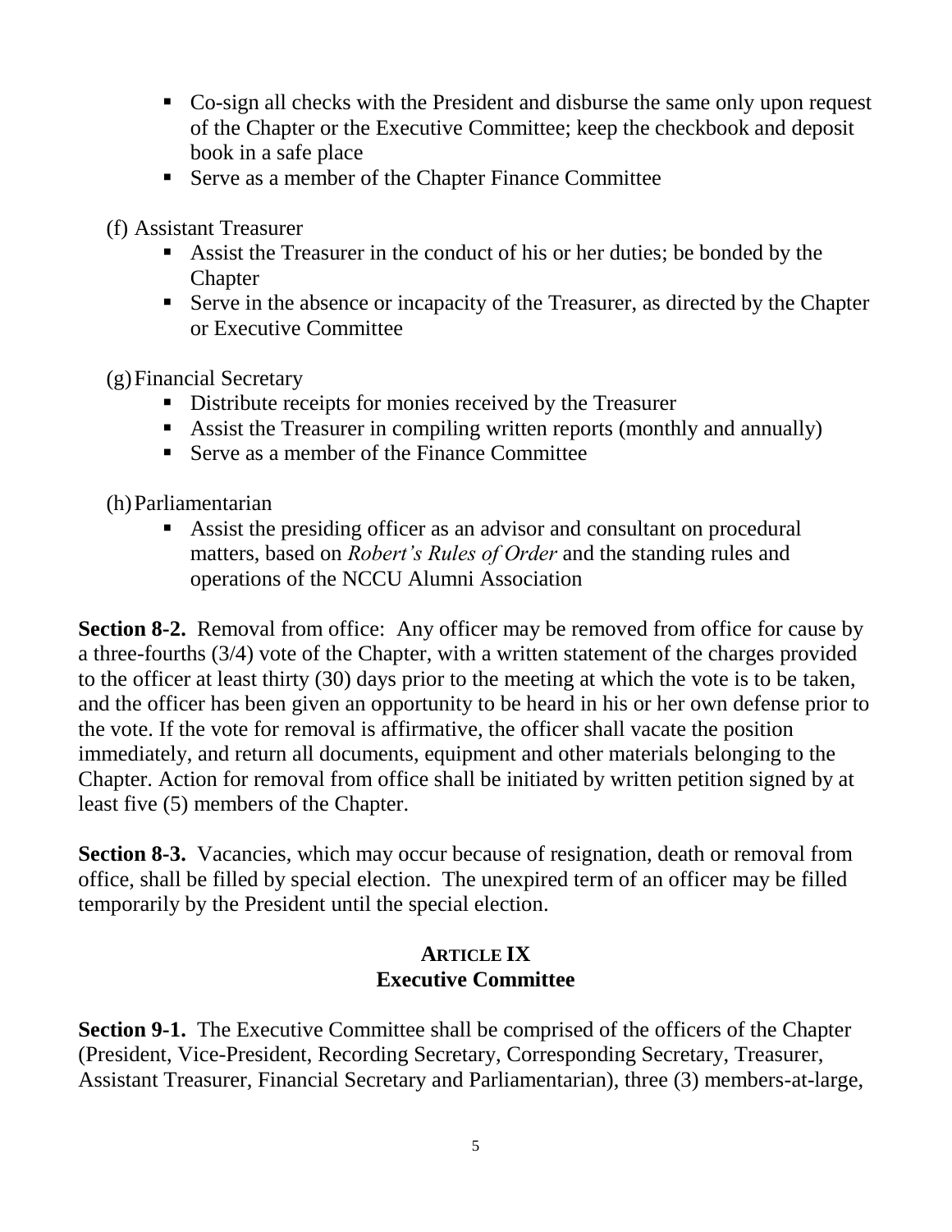- Co-sign all checks with the President and disburse the same only upon request of the Chapter or the Executive Committee; keep the checkbook and deposit book in a safe place
- Serve as a member of the Chapter Finance Committee

(f) Assistant Treasurer

- Assist the Treasurer in the conduct of his or her duties; be bonded by the Chapter
- Serve in the absence or incapacity of the Treasurer, as directed by the Chapter or Executive Committee

(g) Financial Secretary

- Distribute receipts for monies received by the Treasurer
- Assist the Treasurer in compiling written reports (monthly and annually)
- Serve as a member of the Finance Committee

(h) Parliamentarian

- Assist the presiding officer as an advisor and consultant on procedural matters, based on *Robert's Rules of Order* and the standing rules and operations of the NCCU Alumni Association

**Section 8-2.** Removal from office: Any officer may be removed from office for cause by a three-fourths (3/4) vote of the Chapter, with a written statement of the charges provided to the officer at least thirty (30) days prior to the meeting at which the vote is to be taken, and the officer has been given an opportunity to be heard in his or her own defense prior to the vote. If the vote for removal is affirmative, the officer shall vacate the position immediately, and return all documents, equipment and other materials belonging to the Chapter. Action for removal from office shall be initiated by written petition signed by at least five (5) members of the Chapter.

**Section 8-3.** Vacancies, which may occur because of resignation, death or removal from office, shall be filled by special election. The unexpired term of an officer may be filled temporarily by the President until the special election.

## ARTICLE IX
## Executive Committee

**Section 9-1.** The Executive Committee shall be comprised of the officers of the Chapter (President, Vice-President, Recording Secretary, Corresponding Secretary, Treasurer, Assistant Treasurer, Financial Secretary and Parliamentarian), three (3) members-at-large,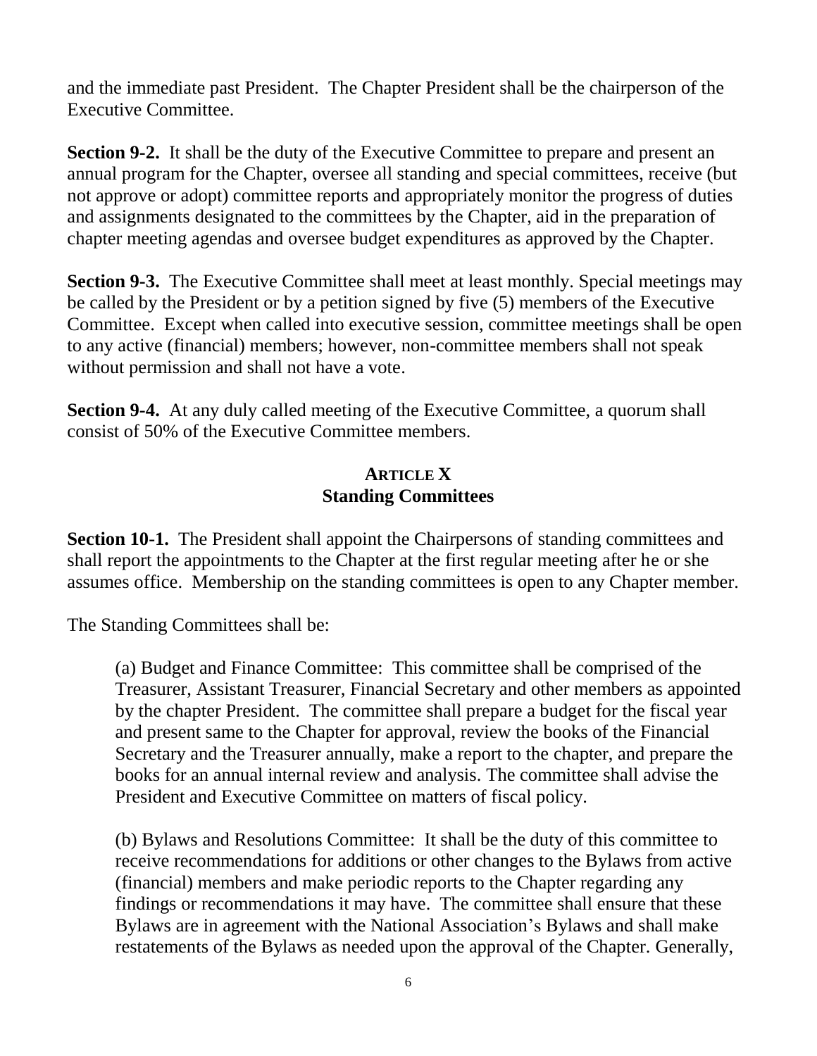and the immediate past President. The Chapter President shall be the chairperson of the Executive Committee.

**Section 9-2.** It shall be the duty of the Executive Committee to prepare and present an annual program for the Chapter, oversee all standing and special committees, receive (but not approve or adopt) committee reports and appropriately monitor the progress of duties and assignments designated to the committees by the Chapter, aid in the preparation of chapter meeting agendas and oversee budget expenditures as approved by the Chapter.

**Section 9-3.** The Executive Committee shall meet at least monthly. Special meetings may be called by the President or by a petition signed by five (5) members of the Executive Committee. Except when called into executive session, committee meetings shall be open to any active (financial) members; however, non-committee members shall not speak without permission and shall not have a vote.

**Section 9-4.** At any duly called meeting of the Executive Committee, a quorum shall consist of 50% of the Executive Committee members.

## ARTICLE X
## Standing Committees

**Section 10-1.** The President shall appoint the Chairpersons of standing committees and shall report the appointments to the Chapter at the first regular meeting after he or she assumes office. Membership on the standing committees is open to any Chapter member.

The Standing Committees shall be:

(a) Budget and Finance Committee: This committee shall be comprised of the Treasurer, Assistant Treasurer, Financial Secretary and other members as appointed by the chapter President. The committee shall prepare a budget for the fiscal year and present same to the Chapter for approval, review the books of the Financial Secretary and the Treasurer annually, make a report to the chapter, and prepare the books for an annual internal review and analysis. The committee shall advise the President and Executive Committee on matters of fiscal policy.

(b) Bylaws and Resolutions Committee: It shall be the duty of this committee to receive recommendations for additions or other changes to the Bylaws from active (financial) members and make periodic reports to the Chapter regarding any findings or recommendations it may have. The committee shall ensure that these Bylaws are in agreement with the National Association's Bylaws and shall make restatements of the Bylaws as needed upon the approval of the Chapter. Generally,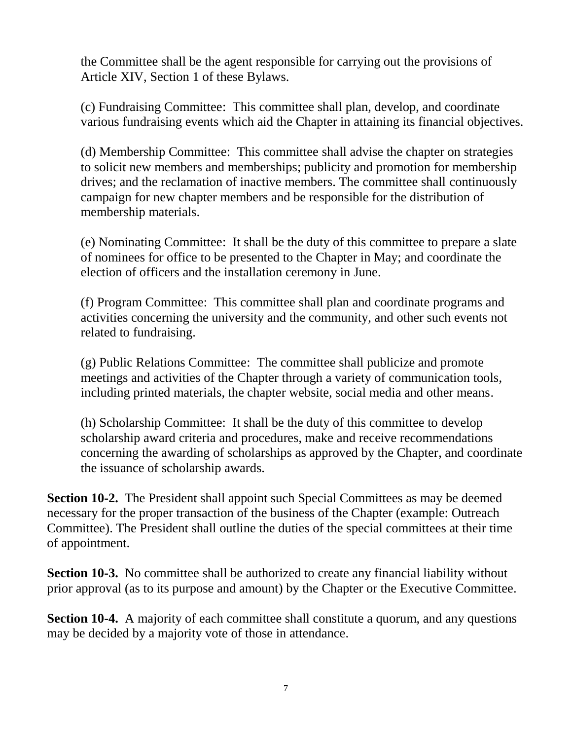the Committee shall be the agent responsible for carrying out the provisions of Article XIV, Section 1 of these Bylaws.

(c) Fundraising Committee: This committee shall plan, develop, and coordinate various fundraising events which aid the Chapter in attaining its financial objectives.

(d) Membership Committee: This committee shall advise the chapter on strategies to solicit new members and memberships; publicity and promotion for membership drives; and the reclamation of inactive members. The committee shall continuously campaign for new chapter members and be responsible for the distribution of membership materials.

(e) Nominating Committee: It shall be the duty of this committee to prepare a slate of nominees for office to be presented to the Chapter in May; and coordinate the election of officers and the installation ceremony in June.

(f) Program Committee: This committee shall plan and coordinate programs and activities concerning the university and the community, and other such events not related to fundraising.

(g) Public Relations Committee: The committee shall publicize and promote meetings and activities of the Chapter through a variety of communication tools, including printed materials, the chapter website, social media and other means.

(h) Scholarship Committee: It shall be the duty of this committee to develop scholarship award criteria and procedures, make and receive recommendations concerning the awarding of scholarships as approved by the Chapter, and coordinate the issuance of scholarship awards.

**Section 10-2.** The President shall appoint such Special Committees as may be deemed necessary for the proper transaction of the business of the Chapter (example: Outreach Committee). The President shall outline the duties of the special committees at their time of appointment.

**Section 10-3.** No committee shall be authorized to create any financial liability without prior approval (as to its purpose and amount) by the Chapter or the Executive Committee.

**Section 10-4.** A majority of each committee shall constitute a quorum, and any questions may be decided by a majority vote of those in attendance.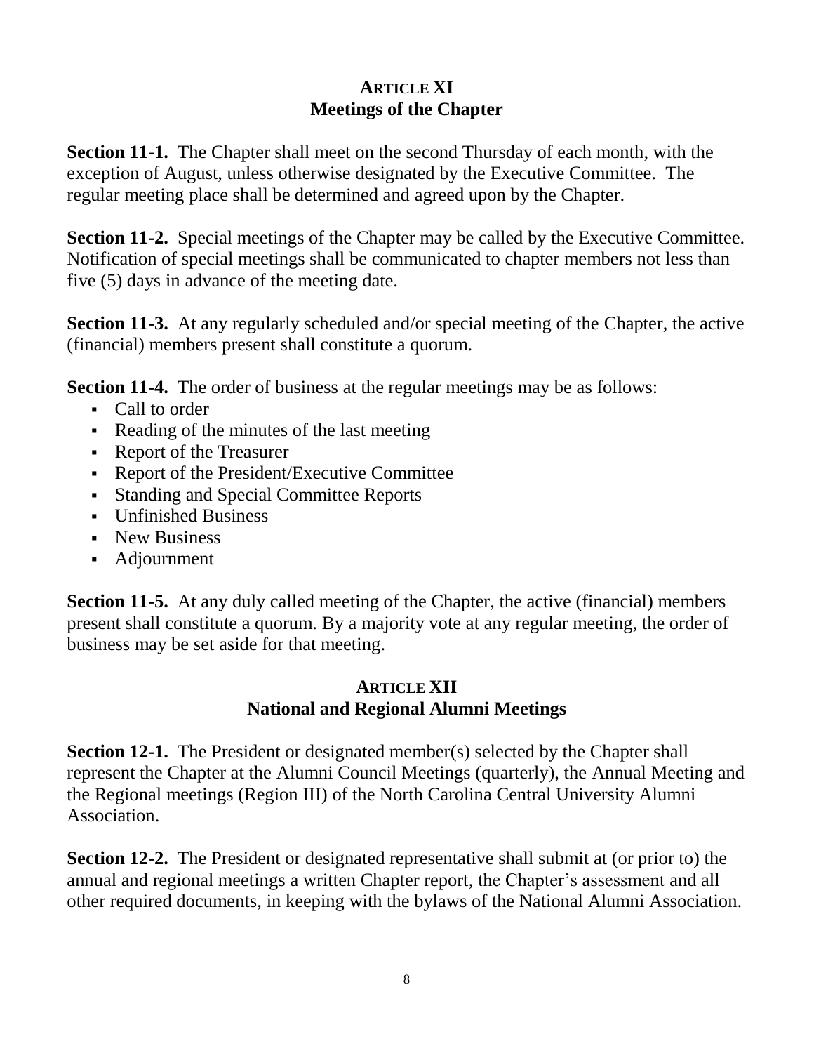## ARTICLE XI
## Meetings of the Chapter

**Section 11-1.** The Chapter shall meet on the second Thursday of each month, with the exception of August, unless otherwise designated by the Executive Committee. The regular meeting place shall be determined and agreed upon by the Chapter.

**Section 11-2.** Special meetings of the Chapter may be called by the Executive Committee. Notification of special meetings shall be communicated to chapter members not less than five (5) days in advance of the meeting date.

**Section 11-3.** At any regularly scheduled and/or special meeting of the Chapter, the active (financial) members present shall constitute a quorum.

**Section 11-4.** The order of business at the regular meetings may be as follows:

- Call to order
- Reading of the minutes of the last meeting
- Report of the Treasurer
- Report of the President/Executive Committee
- Standing and Special Committee Reports
- Unfinished Business
- New Business
- Adjournment

**Section 11-5.** At any duly called meeting of the Chapter, the active (financial) members present shall constitute a quorum. By a majority vote at any regular meeting, the order of business may be set aside for that meeting.

## ARTICLE XII
## National and Regional Alumni Meetings

**Section 12-1.** The President or designated member(s) selected by the Chapter shall represent the Chapter at the Alumni Council Meetings (quarterly), the Annual Meeting and the Regional meetings (Region III) of the North Carolina Central University Alumni Association.

**Section 12-2.** The President or designated representative shall submit at (or prior to) the annual and regional meetings a written Chapter report, the Chapter's assessment and all other required documents, in keeping with the bylaws of the National Alumni Association.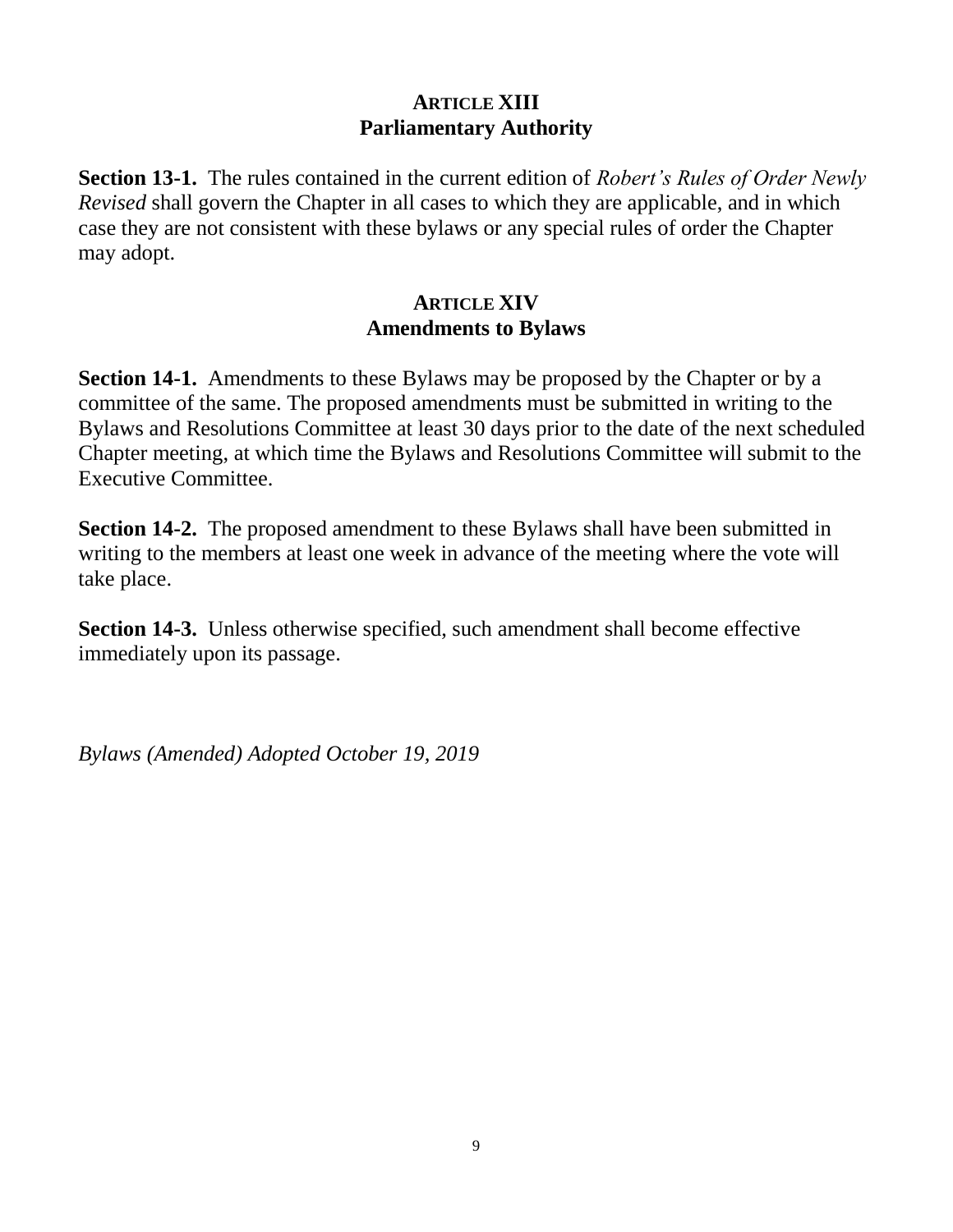## ARTICLE XIII
## Parliamentary Authority

**Section 13-1.** The rules contained in the current edition of *Robert's Rules of Order Newly Revised* shall govern the Chapter in all cases to which they are applicable, and in which case they are not consistent with these bylaws or any special rules of order the Chapter may adopt.

## ARTICLE XIV
## Amendments to Bylaws

**Section 14-1.** Amendments to these Bylaws may be proposed by the Chapter or by a committee of the same. The proposed amendments must be submitted in writing to the Bylaws and Resolutions Committee at least 30 days prior to the date of the next scheduled Chapter meeting, at which time the Bylaws and Resolutions Committee will submit to the Executive Committee.

**Section 14-2.** The proposed amendment to these Bylaws shall have been submitted in writing to the members at least one week in advance of the meeting where the vote will take place.

**Section 14-3.** Unless otherwise specified, such amendment shall become effective immediately upon its passage.

*Bylaws (Amended) Adopted October 19, 2019*